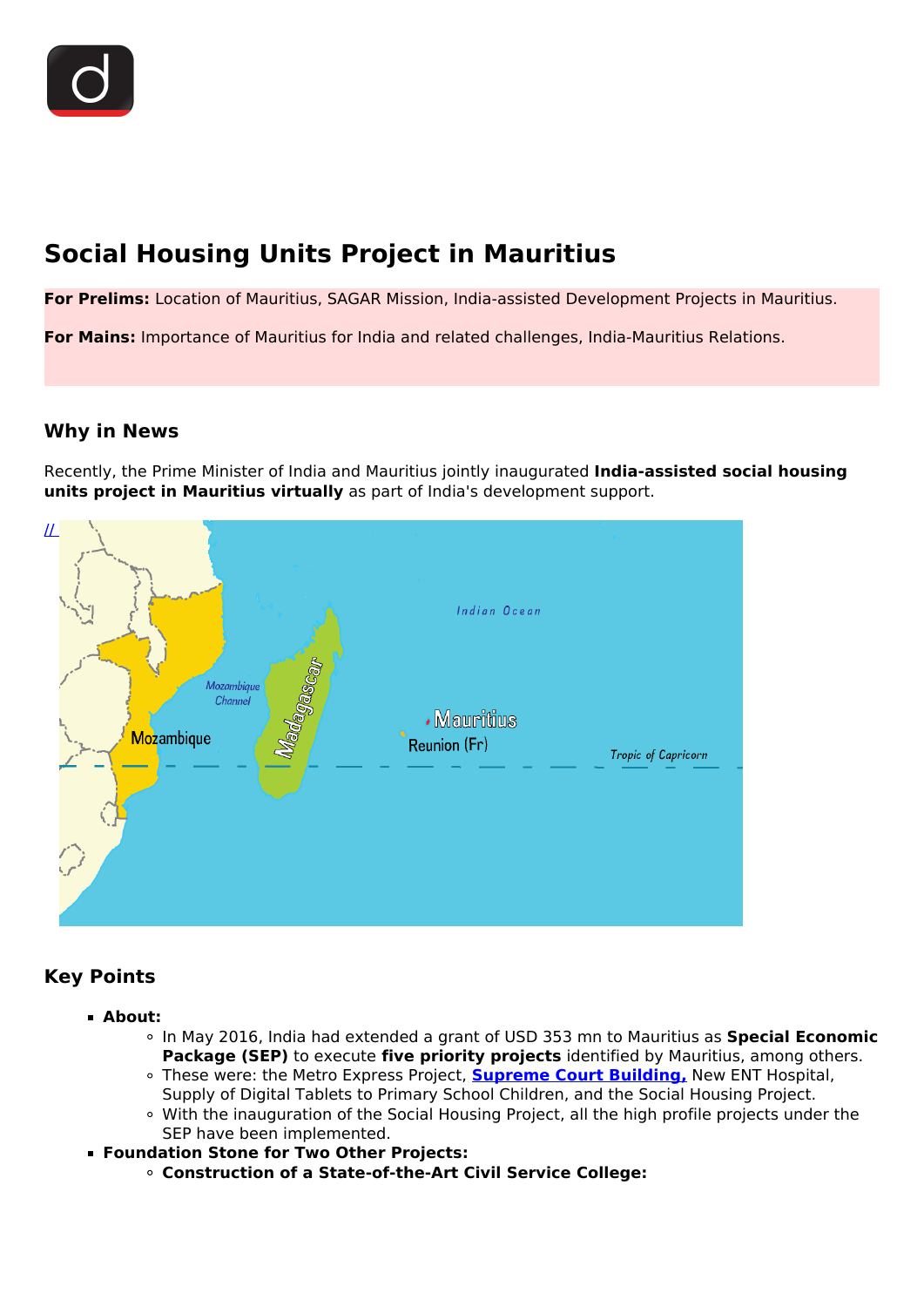# Social Housing Units Project in Mauritius

**For Prelims:** Location of Mauritius, SAGAR Mission, India-assisted Development Projects in Mauritius.

**For Mains:** Importance of Mauritius for India and related challenges, India-Mauritius Relations.

## Why in News

Recently, the Prime Minister of India and Mauritius jointly inaugurated **India-assisted social housing units project in Mauritius virtually** as part of India's development support.

## Key Points

- **About:**
    - In May 2016, India had extended a grant of USD 353 mn to Mauritius as **Special Economic Package (SEP)** to execute **five priority projects** identified by Mauritius, among others.
    - These were: the Metro Express Project, **Supreme Court Building,** New ENT Hospital, Supply of Digital Tablets to Primary School Children, and the Social Housing Project.
    - With the inauguration of the Social Housing Project, all the high profile projects under the SEP have been implemented.
- **Foundation Stone for Two Other Projects:**
    - **Construction of a State-of-the-Art Civil Service College:**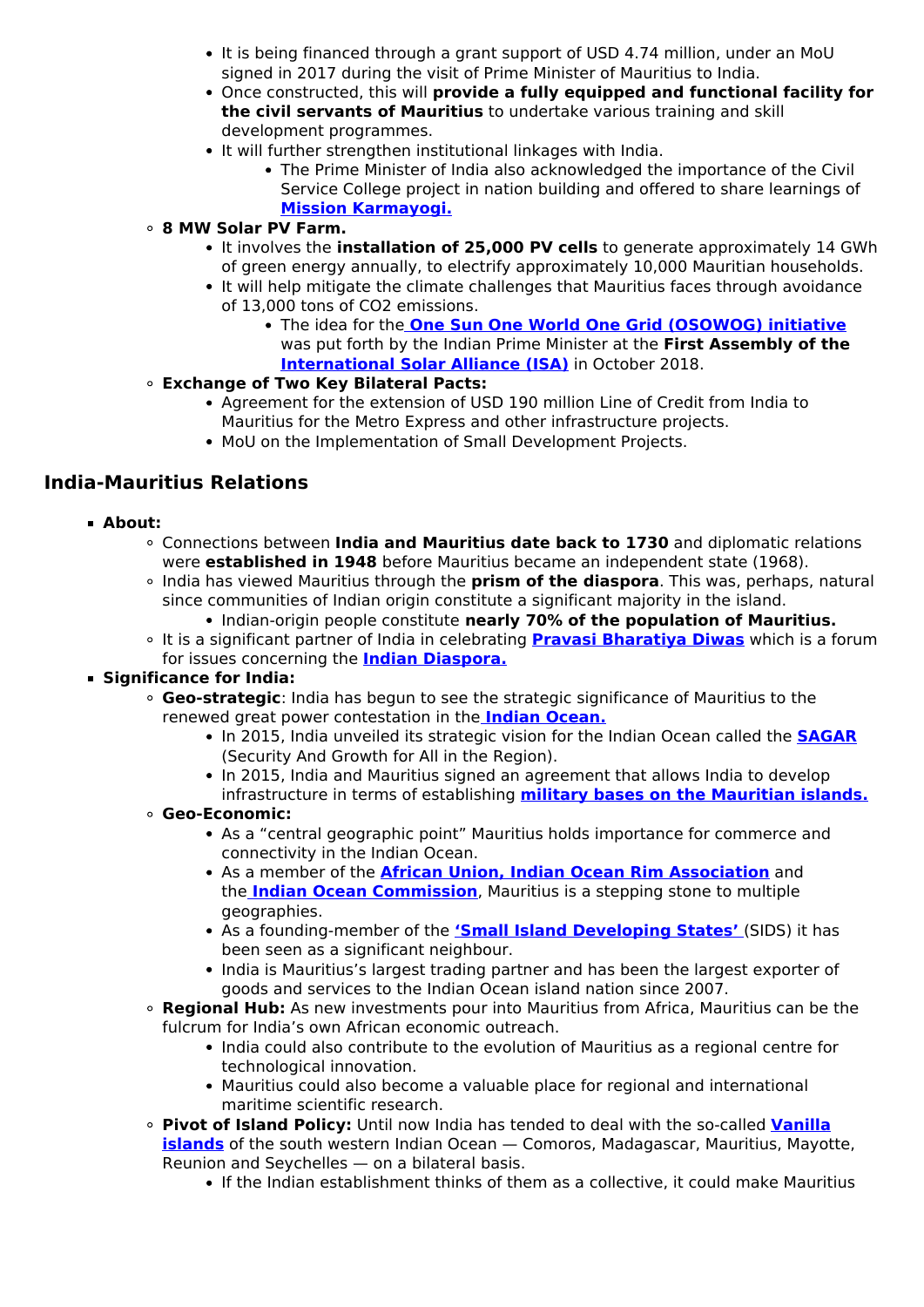- It is being financed through a grant support of USD 4.74 million, under an MoU signed in 2017 during the visit of Prime Minister of Mauritius to India.
        - Once constructed, this will **provide a fully equipped and functional facility for the civil servants of Mauritius** to undertake various training and skill development programmes.
        - It will further strengthen institutional linkages with India.
            - The Prime Minister of India also acknowledged the importance of the Civil Service College project in nation building and offered to share learnings of **Mission Karmayogi.**
    - **8 MW Solar PV Farm.**
        - It involves the **installation of 25,000 PV cells** to generate approximately 14 GWh of green energy annually, to electrify approximately 10,000 Mauritian households.
        - It will help mitigate the climate challenges that Mauritius faces through avoidance of 13,000 tons of $CO_2$ emissions.
            - The idea for the **One Sun One World One Grid (OSOWOG) initiative** was put forth by the Indian Prime Minister at the **First Assembly of the International Solar Alliance (ISA)** in October 2018.
    - **Exchange of Two Key Bilateral Pacts:**
        - Agreement for the extension of USD 190 million Line of Credit from India to Mauritius for the Metro Express and other infrastructure projects.
        - MoU on the Implementation of Small Development Projects.

## India-Mauritius Relations

- **About:**
    - Connections between **India and Mauritius date back to 1730** and diplomatic relations were **established in 1948** before Mauritius became an independent state (1968).
    - India has viewed Mauritius through the **prism of the diaspora**. This was, perhaps, natural since communities of Indian origin constitute a significant majority in the island.
        - Indian-origin people constitute **nearly 70% of the population of Mauritius.**
    - It is a significant partner of India in celebrating **Pravasi Bharatiya Diwas** which is a forum for issues concerning the **Indian Diaspora.**
- **Significance for India:**
    - **Geo-strategic**: India has begun to see the strategic significance of Mauritius to the renewed great power contestation in the **Indian Ocean.**
        - In 2015, India unveiled its strategic vision for the Indian Ocean called the **SAGAR** (Security And Growth for All in the Region).
        - In 2015, India and Mauritius signed an agreement that allows India to develop infrastructure in terms of establishing **military bases on the Mauritian islands.**
    - **Geo-Economic:**
        - As a "central geographic point" Mauritius holds importance for commerce and connectivity in the Indian Ocean.
        - As a member of the **African Union, Indian Ocean Rim Association** and the **Indian Ocean Commission**, Mauritius is a stepping stone to multiple geographies.
        - As a founding-member of the **'Small Island Developing States'** (SIDS) it has been seen as a significant neighbour.
        - India is Mauritius's largest trading partner and has been the largest exporter of goods and services to the Indian Ocean island nation since 2007.
    - **Regional Hub:** As new investments pour into Mauritius from Africa, Mauritius can be the fulcrum for India's own African economic outreach.
        - India could also contribute to the evolution of Mauritius as a regional centre for technological innovation.
        - Mauritius could also become a valuable place for regional and international maritime scientific research.
    - **Pivot of Island Policy:** Until now India has tended to deal with the so-called **Vanilla islands** of the south western Indian Ocean — Comoros, Madagascar, Mauritius, Mayotte, Reunion and Seychelles — on a bilateral basis.
        - If the Indian establishment thinks of them as a collective, it could make Mauritius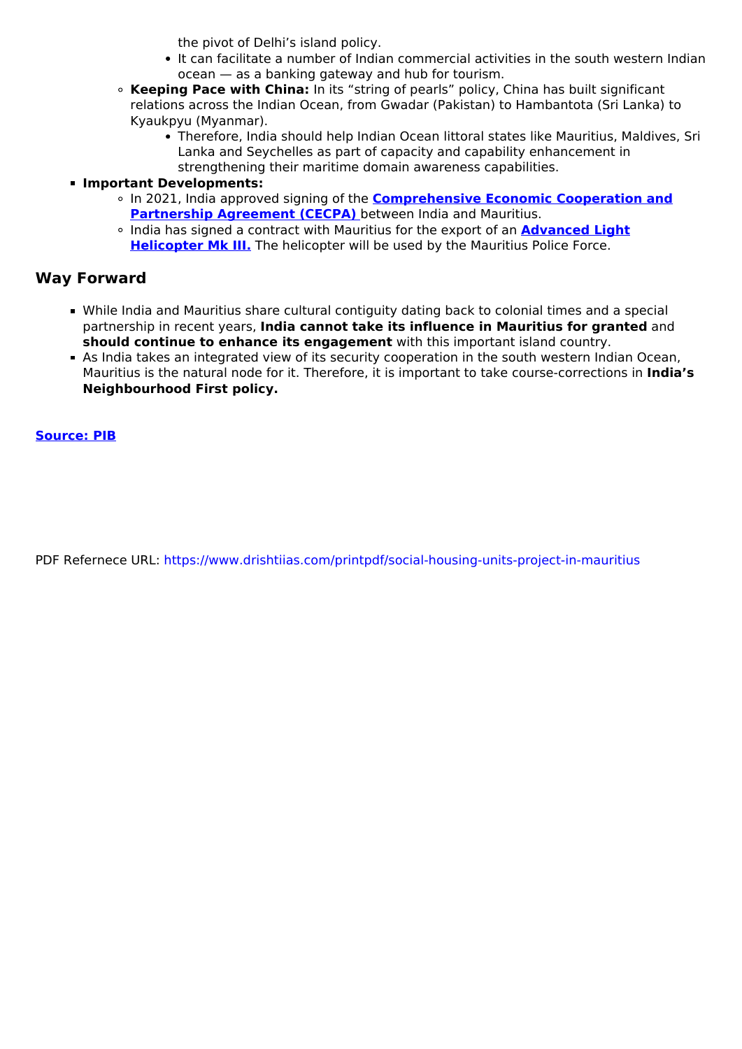- the pivot of Delhi's island policy.
    - It can facilitate a number of Indian commercial activities in the south western Indian ocean — as a banking gateway and hub for tourism.
  - **Keeping Pace with China:** In its "string of pearls" policy, China has built significant relations across the Indian Ocean, from Gwadar (Pakistan) to Hambantota (Sri Lanka) to Kyaukpyu (Myanmar).
    - Therefore, India should help Indian Ocean littoral states like Mauritius, Maldives, Sri Lanka and Seychelles as part of capacity and capability enhancement in strengthening their maritime domain awareness capabilities.
- **Important Developments:**
  - In 2021, India approved signing of the **Comprehensive Economic Cooperation and Partnership Agreement (CECPA)** between India and Mauritius.
  - India has signed a contract with Mauritius for the export of an **Advanced Light Helicopter Mk III.** The helicopter will be used by the Mauritius Police Force.

## Way Forward

- While India and Mauritius share cultural contiguity dating back to colonial times and a special partnership in recent years, **India cannot take its influence in Mauritius for granted** and **should continue to enhance its engagement** with this important island country.
- As India takes an integrated view of its security cooperation in the south western Indian Ocean, Mauritius is the natural node for it. Therefore, it is important to take course-corrections in **India's Neighbourhood First policy.**

**Source: PIB**

PDF Refernece URL: https://www.drishtiias.com/printpdf/social-housing-units-project-in-mauritius